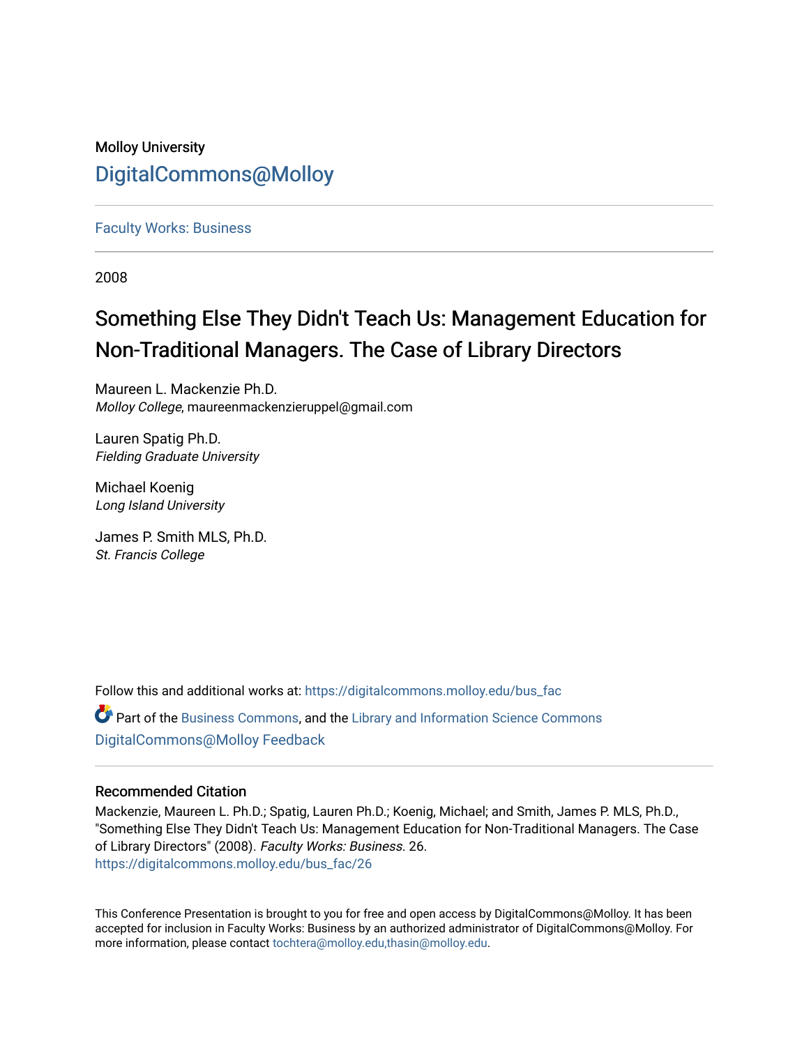Molloy University

# DigitalCommons@Molloy

Faculty Works: Business

2008

## Something Else They Didn't Teach Us: Management Education for Non-Traditional Managers. The Case of Library Directors

Maureen L. Mackenzie Ph.D.
*Molloy College*, maureenmackenzieruppel@gmail.com

Lauren Spatig Ph.D.
*Fielding Graduate University*

Michael Koenig
*Long Island University*

James P. Smith MLS, Ph.D.
*St. Francis College*

Follow this and additional works at: https://digitalcommons.molloy.edu/bus_fac

Part of the Business Commons, and the Library and Information Science Commons

DigitalCommons@Molloy Feedback

### Recommended Citation

Mackenzie, Maureen L. Ph.D.; Spatig, Lauren Ph.D.; Koenig, Michael; and Smith, James P. MLS, Ph.D., "Something Else They Didn't Teach Us: Management Education for Non-Traditional Managers. The Case of Library Directors" (2008). *Faculty Works: Business*. 26.
https://digitalcommons.molloy.edu/bus_fac/26

This Conference Presentation is brought to you for free and open access by DigitalCommons@Molloy. It has been accepted for inclusion in Faculty Works: Business by an authorized administrator of DigitalCommons@Molloy. For more information, please contact tochtera@molloy.edu,thasin@molloy.edu.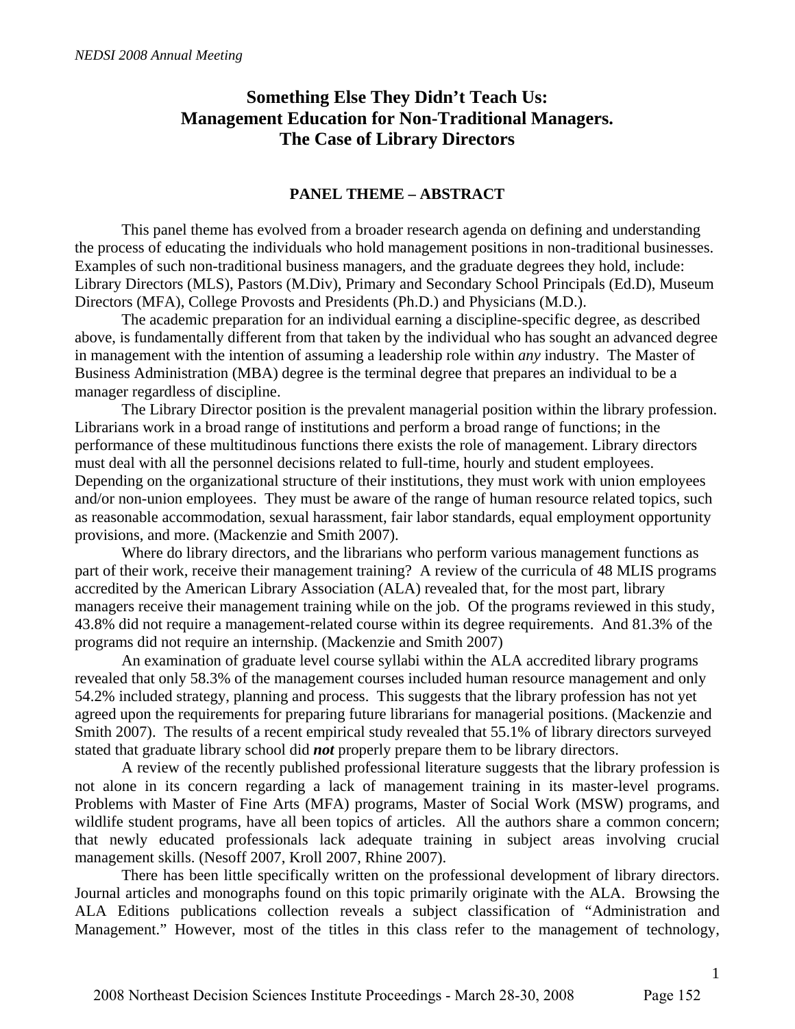// Something Else They Didn't Teach Us:
# Something Else They Didn't Teach Us: Management Education for Non-Traditional Managers. The Case of Library Directors

## PANEL THEME – ABSTRACT

This panel theme has evolved from a broader research agenda on defining and understanding the process of educating the individuals who hold management positions in non-traditional businesses. Examples of such non-traditional business managers, and the graduate degrees they hold, include: Library Directors (MLS), Pastors (M.Div), Primary and Secondary School Principals (Ed.D), Museum Directors (MFA), College Provosts and Presidents (Ph.D.) and Physicians (M.D.).

The academic preparation for an individual earning a discipline-specific degree, as described above, is fundamentally different from that taken by the individual who has sought an advanced degree in management with the intention of assuming a leadership role within *any* industry. The Master of Business Administration (MBA) degree is the terminal degree that prepares an individual to be a manager regardless of discipline.

The Library Director position is the prevalent managerial position within the library profession. Librarians work in a broad range of institutions and perform a broad range of functions; in the performance of these multitudinous functions there exists the role of management. Library directors must deal with all the personnel decisions related to full-time, hourly and student employees. Depending on the organizational structure of their institutions, they must work with union employees and/or non-union employees. They must be aware of the range of human resource related topics, such as reasonable accommodation, sexual harassment, fair labor standards, equal employment opportunity provisions, and more. (Mackenzie and Smith 2007).

Where do library directors, and the librarians who perform various management functions as part of their work, receive their management training? A review of the curricula of 48 MLIS programs accredited by the American Library Association (ALA) revealed that, for the most part, library managers receive their management training while on the job. Of the programs reviewed in this study, 43.8% did not require a management-related course within its degree requirements. And 81.3% of the programs did not require an internship. (Mackenzie and Smith 2007)

An examination of graduate level course syllabi within the ALA accredited library programs revealed that only 58.3% of the management courses included human resource management and only 54.2% included strategy, planning and process. This suggests that the library profession has not yet agreed upon the requirements for preparing future librarians for managerial positions. (Mackenzie and Smith 2007). The results of a recent empirical study revealed that 55.1% of library directors surveyed stated that graduate library school did ***not*** properly prepare them to be library directors.

A review of the recently published professional literature suggests that the library profession is not alone in its concern regarding a lack of management training in its master-level programs. Problems with Master of Fine Arts (MFA) programs, Master of Social Work (MSW) programs, and wildlife student programs, have all been topics of articles. All the authors share a common concern; that newly educated professionals lack adequate training in subject areas involving crucial management skills. (Nesoff 2007, Kroll 2007, Rhine 2007).

There has been little specifically written on the professional development of library directors. Journal articles and monographs found on this topic primarily originate with the ALA. Browsing the ALA Editions publications collection reveals a subject classification of "Administration and Management." However, most of the titles in this class refer to the management of technology,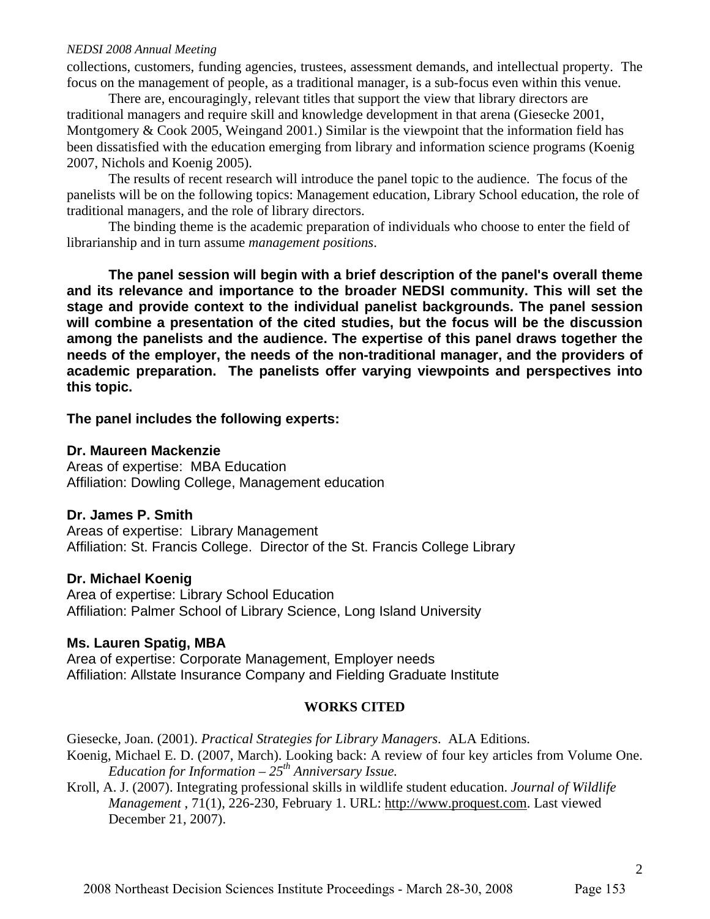collections, customers, funding agencies, trustees, assessment demands, and intellectual property. The focus on the management of people, as a traditional manager, is a sub-focus even within this venue.

There are, encouragingly, relevant titles that support the view that library directors are traditional managers and require skill and knowledge development in that arena (Giesecke 2001, Montgomery & Cook 2005, Weingand 2001.) Similar is the viewpoint that the information field has been dissatisfied with the education emerging from library and information science programs (Koenig 2007, Nichols and Koenig 2005).

The results of recent research will introduce the panel topic to the audience. The focus of the panelists will be on the following topics: Management education, Library School education, the role of traditional managers, and the role of library directors.

The binding theme is the academic preparation of individuals who choose to enter the field of librarianship and in turn assume *management positions*.

**The panel session will begin with a brief description of the panel's overall theme and its relevance and importance to the broader NEDSI community. This will set the stage and provide context to the individual panelist backgrounds. The panel session will combine a presentation of the cited studies, but the focus will be the discussion among the panelists and the audience. The expertise of this panel draws together the needs of the employer, the needs of the non-traditional manager, and the providers of academic preparation. The panelists offer varying viewpoints and perspectives into this topic.**

**The panel includes the following experts:**

**Dr. Maureen Mackenzie**
Areas of expertise: MBA Education
Affiliation: Dowling College, Management education

**Dr. James P. Smith**
Areas of expertise: Library Management
Affiliation: St. Francis College. Director of the St. Francis College Library

**Dr. Michael Koenig**
Area of expertise: Library School Education
Affiliation: Palmer School of Library Science, Long Island University

**Ms. Lauren Spatig, MBA**
Area of expertise: Corporate Management, Employer needs
Affiliation: Allstate Insurance Company and Fielding Graduate Institute

## WORKS CITED

Giesecke, Joan. (2001). *Practical Strategies for Library Managers*. ALA Editions.

Koenig, Michael E. D. (2007, March). Looking back: A review of four key articles from Volume One. *Education for Information – 25th Anniversary Issue.*

Kroll, A. J. (2007). Integrating professional skills in wildlife student education. *Journal of Wildlife Management* , 71(1), 226-230, February 1. URL: http://www.proquest.com. Last viewed December 21, 2007).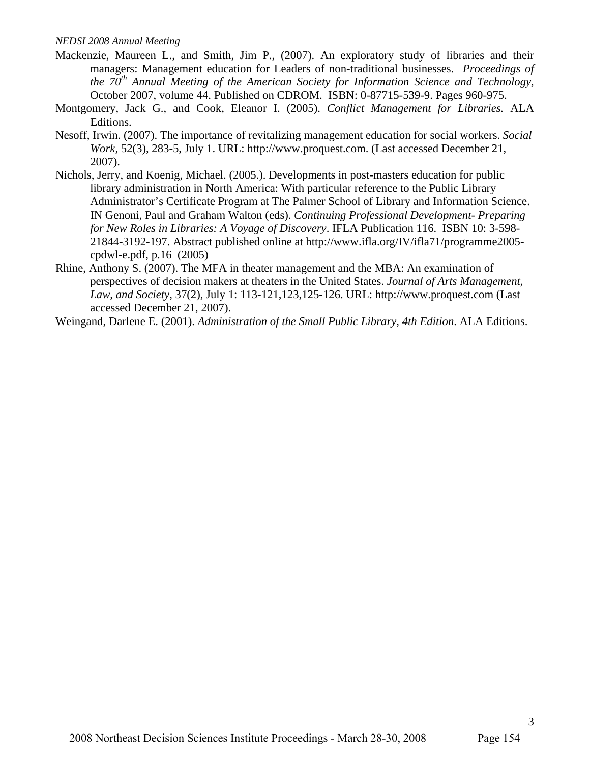Mackenzie, Maureen L., and Smith, Jim P., (2007). An exploratory study of libraries and their managers: Management education for Leaders of non-traditional businesses. *Proceedings of the 70th Annual Meeting of the American Society for Information Science and Technology,* October 2007, volume 44. Published on CDROM. ISBN: 0-87715-539-9. Pages 960-975.

Montgomery, Jack G., and Cook, Eleanor I. (2005). *Conflict Management for Libraries.* ALA Editions.

Nesoff, Irwin. (2007). The importance of revitalizing management education for social workers. *Social Work*, 52(3), 283-5, July 1. URL: http://www.proquest.com. (Last accessed December 21, 2007).

Nichols, Jerry, and Koenig, Michael. (2005.). Developments in post-masters education for public library administration in North America: With particular reference to the Public Library Administrator's Certificate Program at The Palmer School of Library and Information Science. IN Genoni, Paul and Graham Walton (eds). *Continuing Professional Development- Preparing for New Roles in Libraries: A Voyage of Discovery*. IFLA Publication 116. ISBN 10: 3-598-21844-3192-197. Abstract published online at http://www.ifla.org/IV/ifla71/programme2005-cpdwl-e.pdf, p.16 (2005)

Rhine, Anthony S. (2007). The MFA in theater management and the MBA: An examination of perspectives of decision makers at theaters in the United States. *Journal of Arts Management, Law, and Society*, 37(2), July 1: 113-121,123,125-126. URL: http://www.proquest.com (Last accessed December 21, 2007).

Weingand, Darlene E. (2001). *Administration of the Small Public Library, 4th Edition*. ALA Editions.